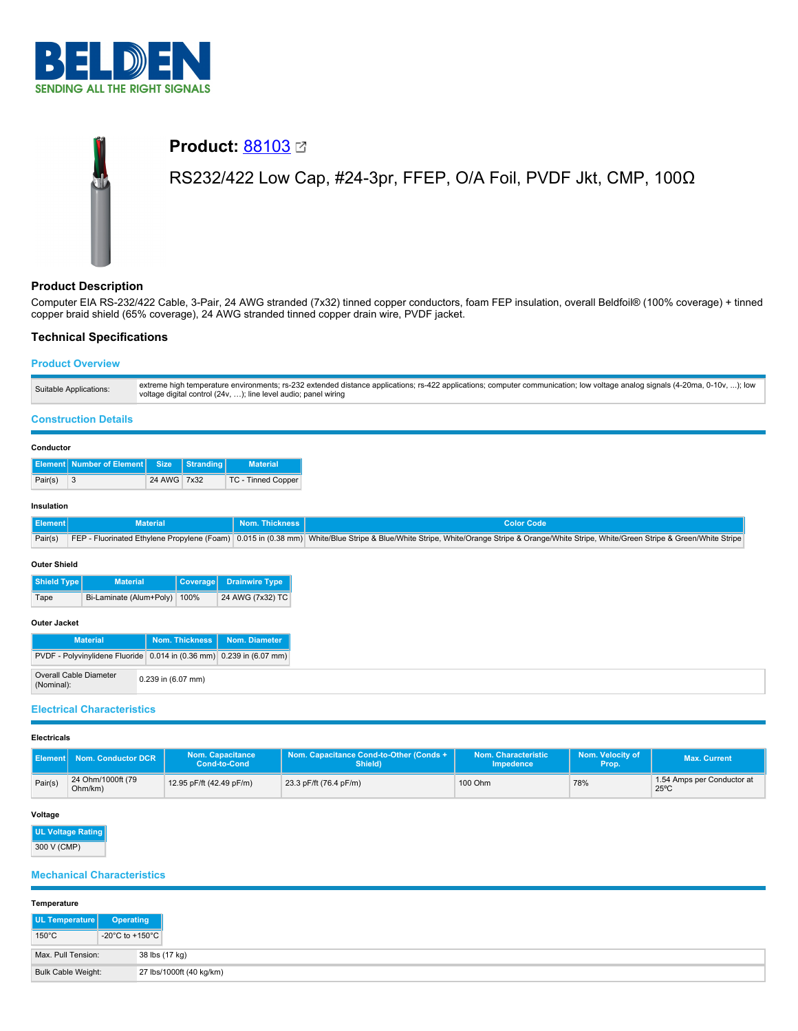# Product: 88103

RS232/422 Low Cap, #24-3pr, FFEP, O/A Foil, PVDF Jkt, CMP, 100Ω

## Product Description

Computer EIA RS-232/422 Cable, 3-Pair, 24 AWG stranded (7x32) tinned copper conductors, foam FEP insulation, overall Beldfoil® (100% coverage) + tinned copper braid shield (65% coverage), 24 AWG stranded tinned copper drain wire, PVDF jacket.

## Technical Specifications

### Product Overview

| | |
|---|---|
| Suitable Applications: | extreme high temperature environments; rs-232 extended distance applications; rs-422 applications; computer communication; low voltage analog signals (4-20ma, 0-10v, ...); low voltage digital control (24v, …); line level audio; panel wiring |

### Construction Details

**Conductor**

| Element | Number of Element | Size | Stranding | Material |
|---|---|---|---|---|
| Pair(s) | 3 | 24 AWG | 7x32 | TC - Tinned Copper |

**Insulation**

| Element | Material | Nom. Thickness | Color Code |
|---|---|---|---|
| Pair(s) | FEP - Fluorinated Ethylene Propylene (Foam) | 0.015 in (0.38 mm) | White/Blue Stripe & Blue/White Stripe, White/Orange Stripe & Orange/White Stripe, White/Green Stripe & Green/White Stripe |

**Outer Shield**

| Shield Type | Material | Coverage | Drainwire Type |
|---|---|---|---|
| Tape | Bi-Laminate (Alum+Poly) | 100% | 24 AWG (7x32) TC |

**Outer Jacket**

| Material | Nom. Thickness | Nom. Diameter |
|---|---|---|
| PVDF - Polyvinylidene Fluoride | 0.014 in (0.36 mm) | 0.239 in (6.07 mm) |

| | |
|---|---|
| Overall Cable Diameter (Nominal): | 0.239 in (6.07 mm) |

### Electrical Characteristics

**Electricals**

| Element | Nom. Conductor DCR | Nom. Capacitance Cond-to-Cond | Nom. Capacitance Cond-to-Other (Conds + Shield) | Nom. Characteristic Impedence | Nom. Velocity of Prop. | Max. Current |
|---|---|---|---|---|---|---|
| Pair(s) | 24 Ohm/1000ft (79 Ohm/km) | 12.95 pF/ft (42.49 pF/m) | 23.3 pF/ft (76.4 pF/m) | 100 Ohm | 78% | 1.54 Amps per Conductor at 25ºC |

**Voltage**

| UL Voltage Rating |
|---|
| 300 V (CMP) |

### Mechanical Characteristics

**Temperature**

| UL Temperature | Operating |
|---|---|
| 150°C | -20°C to +150°C |

| | |
|---|---|
| Max. Pull Tension: | 38 lbs (17 kg) |
| Bulk Cable Weight: | 27 lbs/1000ft (40 kg/km) |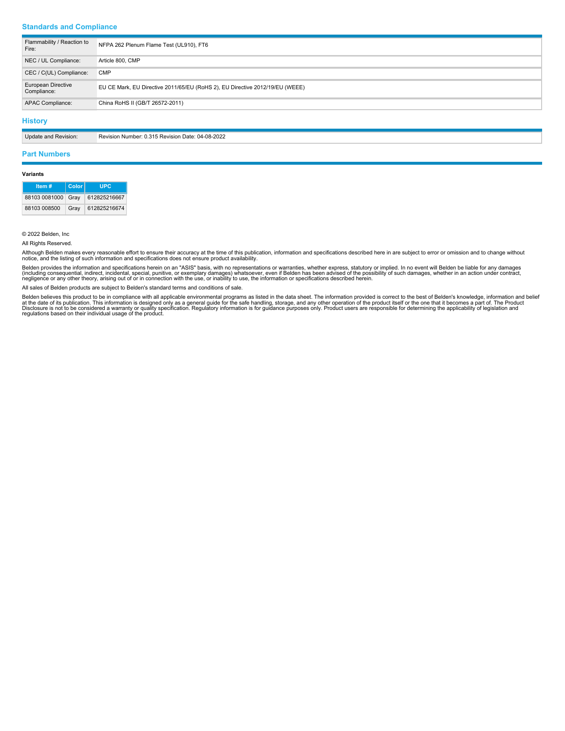## Standards and Compliance

| | |
|---|---|
| Flammability / Reaction to Fire: | NFPA 262 Plenum Flame Test (UL910), FT6 |
| NEC / UL Compliance: | Article 800, CMP |
| CEC / C(UL) Compliance: | CMP |
| European Directive Compliance: | EU CE Mark, EU Directive 2011/65/EU (RoHS 2), EU Directive 2012/19/EU (WEEE) |
| APAC Compliance: | China RoHS II (GB/T 26572-2011) |

## History

| | |
|---|---|
| Update and Revision: | Revision Number: 0.315 Revision Date: 04-08-2022 |

## Part Numbers

**Variants**

| Item # | Color | UPC |
|---|---|---|
| 88103 0081000 | Gray | 612825216667 |
| 88103 008500 | Gray | 612825216674 |

© 2022 Belden, Inc

All Rights Reserved.

Although Belden makes every reasonable effort to ensure their accuracy at the time of this publication, information and specifications described here in are subject to error or omission and to change without notice, and the listing of such information and specifications does not ensure product availability.

Belden provides the information and specifications herein on an "ASIS" basis, with no representations or warranties, whether express, statutory or implied. In no event will Belden be liable for any damages (including consequential, indirect, incidental, special, punitive, or exemplary damages) whatsoever, even if Belden has been advised of the possibility of such damages, whether in an action under contract, negligence or any other theory, arising out of or in connection with the use, or inability to use, the information or specifications described herein.

All sales of Belden products are subject to Belden's standard terms and conditions of sale.

Belden believes this product to be in compliance with all applicable environmental programs as listed in the data sheet. The information provided is correct to the best of Belden's knowledge, information and belief at the date of its publication. This information is designed only as a general guide for the safe handling, storage, and any other operation of the product itself or the one that it becomes a part of. The Product Disclosure is not to be considered a warranty or quality specification. Regulatory information is for guidance purposes only. Product users are responsible for determining the applicability of legislation and regulations based on their individual usage of the product.